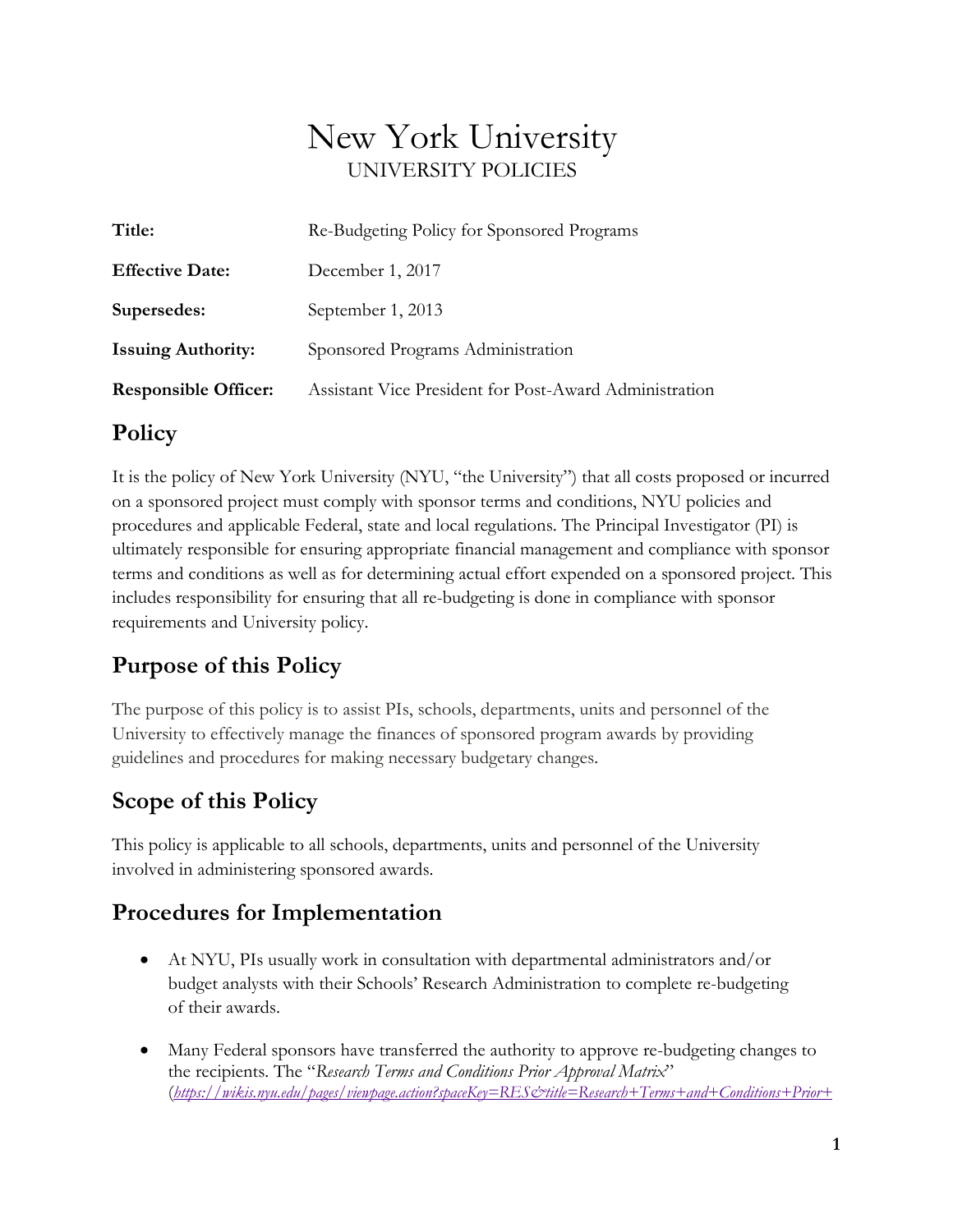# New York University

UNIVERSITY POLICIES

| **Title:** | Re-Budgeting Policy for Sponsored Programs |
|---|---|
| **Effective Date:** | December 1, 2017 |
| **Supersedes:** | September 1, 2013 |
| **Issuing Authority:** | Sponsored Programs Administration |
| **Responsible Officer:** | Assistant Vice President for Post-Award Administration |

## Policy

It is the policy of New York University (NYU, "the University") that all costs proposed or incurred on a sponsored project must comply with sponsor terms and conditions, NYU policies and procedures and applicable Federal, state and local regulations. The Principal Investigator (PI) is ultimately responsible for ensuring appropriate financial management and compliance with sponsor terms and conditions as well as for determining actual effort expended on a sponsored project. This includes responsibility for ensuring that all re-budgeting is done in compliance with sponsor requirements and University policy.

## Purpose of this Policy

The purpose of this policy is to assist PIs, schools, departments, units and personnel of the University to effectively manage the finances of sponsored program awards by providing guidelines and procedures for making necessary budgetary changes.

## Scope of this Policy

This policy is applicable to all schools, departments, units and personnel of the University involved in administering sponsored awards.

## Procedures for Implementation

- At NYU, PIs usually work in consultation with departmental administrators and/or budget analysts with their Schools' Research Administration to complete re-budgeting of their awards.

- Many Federal sponsors have transferred the authority to approve re-budgeting changes to the recipients. The "*Research Terms and Conditions Prior Approval Matrix*" (*https://wikis.nyu.edu/pages/viewpage.action?spaceKey=RES&title=Research+Terms+and+Conditions+Prior+*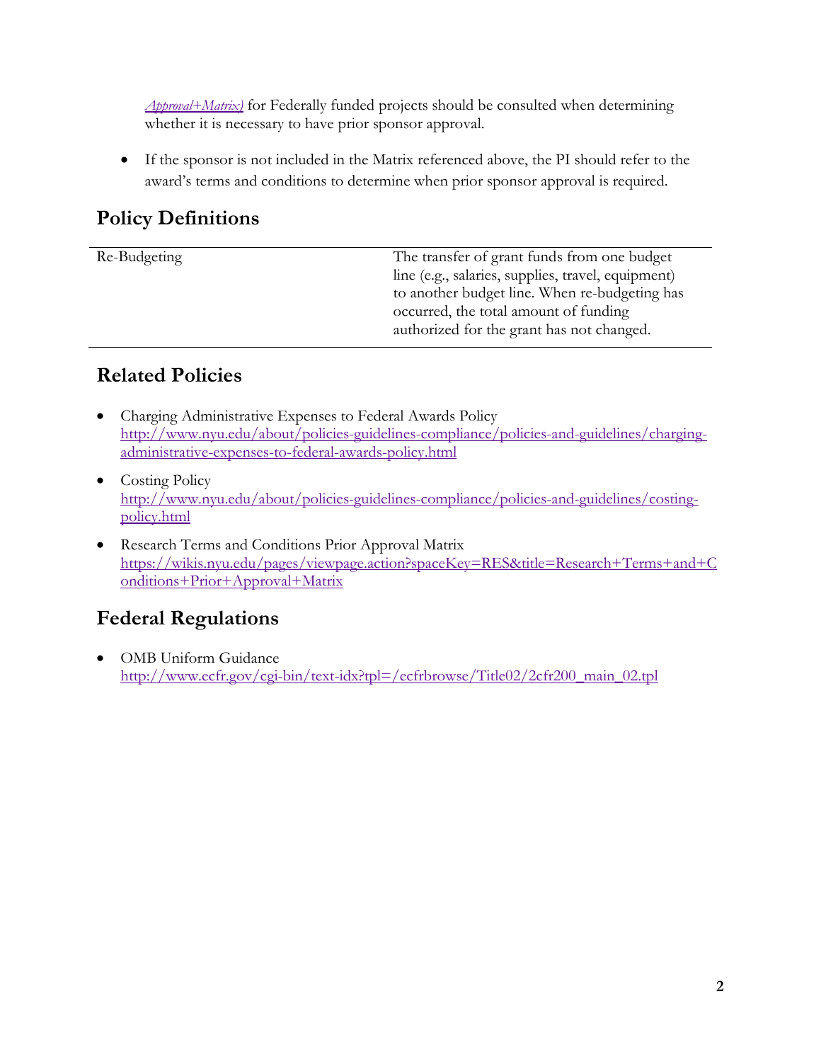Approval+Matrix) for Federally funded projects should be consulted when determining whether it is necessary to have prior sponsor approval.

- If the sponsor is not included in the Matrix referenced above, the PI should refer to the award's terms and conditions to determine when prior sponsor approval is required.

## Policy Definitions

| | |
|---|---|
| Re-Budgeting | The transfer of grant funds from one budget line (e.g., salaries, supplies, travel, equipment) to another budget line. When re-budgeting has occurred, the total amount of funding authorized for the grant has not changed. |

## Related Policies

- Charging Administrative Expenses to Federal Awards Policy
  http://www.nyu.edu/about/policies-guidelines-compliance/policies-and-guidelines/charging-administrative-expenses-to-federal-awards-policy.html
- Costing Policy
  http://www.nyu.edu/about/policies-guidelines-compliance/policies-and-guidelines/costing-policy.html
- Research Terms and Conditions Prior Approval Matrix
  https://wikis.nyu.edu/pages/viewpage.action?spaceKey=RES&title=Research+Terms+and+Conditions+Prior+Approval+Matrix

## Federal Regulations

- OMB Uniform Guidance
  http://www.ecfr.gov/cgi-bin/text-idx?tpl=/ecfrbrowse/Title02/2cfr200_main_02.tpl